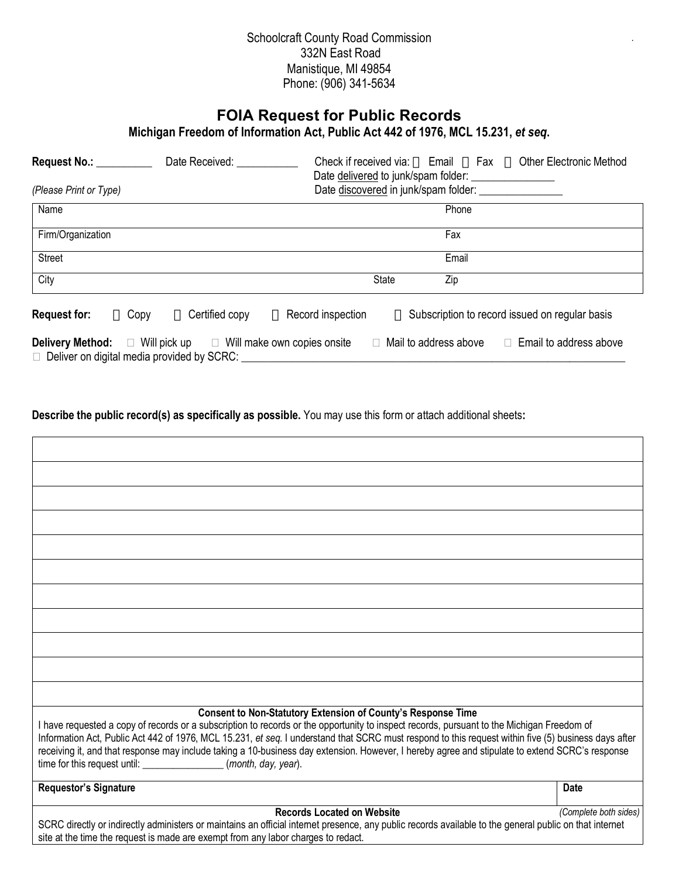Schoolcraft County Road Commission
332N East Road
Manistique, MI 49854
Phone: (906) 341-5634

# FOIA Request for Public Records

**Michigan Freedom of Information Act, Public Act 442 of 1976, MCL 15.231, *et seq*.**

**Request No.:** __________ Date Received: ___________ Check if received via: ☐ Email ☐ Fax ☐ Other Electronic Method
Date delivered to junk/spam folder: _______________
Date discovered in junk/spam folder: _______________

*(Please Print or Type)*

| | | |
|---|---|---|
| Name | | Phone |
| Firm/Organization | | Fax |
| Street | | Email |
| City | State | Zip |

**Request for:** ☐ Copy ☐ Certified copy ☐ Record inspection ☐ Subscription to record issued on regular basis

**Delivery Method:** ☐ Will pick up ☐ Will make own copies onsite ☐ Mail to address above ☐ Email to address above
☐ Deliver on digital media provided by SCRC: ___________________________________________

**Describe the public record(s) as specifically as possible.** You may use this form or attach additional sheets**:**

**Consent to Non-Statutory Extension of County's Response Time**

I have requested a copy of records or a subscription to records or the opportunity to inspect records, pursuant to the Michigan Freedom of Information Act, Public Act 442 of 1976, MCL 15.231, *et seq.* I understand that SCRC must respond to this request within five (5) business days after receiving it, and that response may include taking a 10-business day extension. However, I hereby agree and stipulate to extend SCRC's response time for this request until: ________________ (*month, day, year*).

| | |
|---|---|
| **Requestor's Signature** | **Date** |

**Records Located on Website** *(Complete both sides)*

SCRC directly or indirectly administers or maintains an official internet presence, any public records available to the general public on that internet site at the time the request is made are exempt from any labor charges to redact.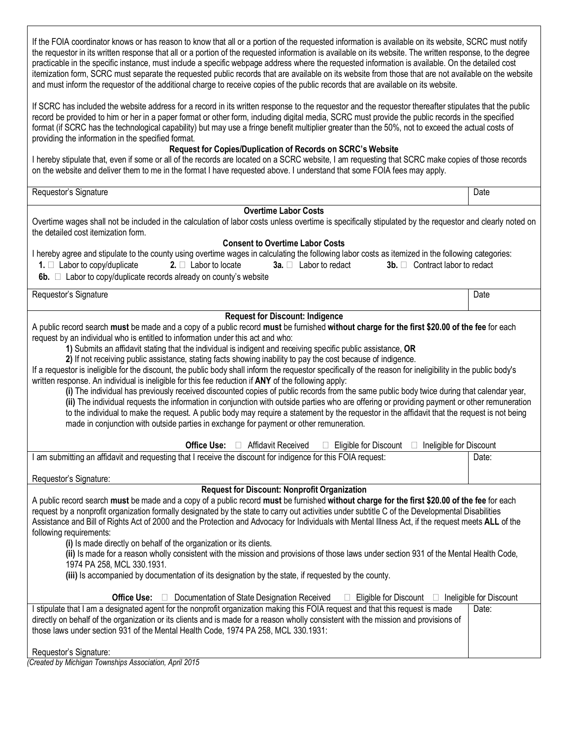If the FOIA coordinator knows or has reason to know that all or a portion of the requested information is available on its website, SCRC must notify the requestor in its written response that all or a portion of the requested information is available on its website. The written response, to the degree practicable in the specific instance, must include a specific webpage address where the requested information is available. On the detailed cost itemization form, SCRC must separate the requested public records that are available on its website from those that are not available on the website and must inform the requestor of the additional charge to receive copies of the public records that are available on its website.

If SCRC has included the website address for a record in its written response to the requestor and the requestor thereafter stipulates that the public record be provided to him or her in a paper format or other form, including digital media, SCRC must provide the public records in the specified format (if SCRC has the technological capability) but may use a fringe benefit multiplier greater than the 50%, not to exceed the actual costs of providing the information in the specified format.

**Request for Copies/Duplication of Records on SCRC's Website**

I hereby stipulate that, even if some or all of the records are located on a SCRC website, I am requesting that SCRC make copies of those records on the website and deliver them to me in the format I have requested above. I understand that some FOIA fees may apply.

| Requestor's Signature | Date |
|---|---|
| | |

**Overtime Labor Costs**

Overtime wages shall not be included in the calculation of labor costs unless overtime is specifically stipulated by the requestor and clearly noted on the detailed cost itemization form.

**Consent to Overtime Labor Costs**

I hereby agree and stipulate to the county using overtime wages in calculating the following labor costs as itemized in the following categories:

**1.** ☐ Labor to copy/duplicate **2.** ☐ Labor to locate **3a.** ☐ Labor to redact **3b.** ☐ Contract labor to redact

**6b.** ☐ Labor to copy/duplicate records already on county's website

| Requestor's Signature | Date |
|---|---|
| | |

**Request for Discount: Indigence**

A public record search **must** be made and a copy of a public record **must** be furnished **without charge for the first $20.00 of the fee** for each request by an individual who is entitled to information under this act and who:

**1)** Submits an affidavit stating that the individual is indigent and receiving specific public assistance, **OR**

**2)** If not receiving public assistance, stating facts showing inability to pay the cost because of indigence.

If a requestor is ineligible for the discount, the public body shall inform the requestor specifically of the reason for ineligibility in the public body's written response. An individual is ineligible for this fee reduction if **ANY** of the following apply:

**(i)** The individual has previously received discounted copies of public records from the same public body twice during that calendar year,

**(ii)** The individual requests the information in conjunction with outside parties who are offering or providing payment or other remuneration to the individual to make the request. A public body may require a statement by the requestor in the affidavit that the request is not being made in conjunction with outside parties in exchange for payment or other remuneration.

**Office Use:** ☐ Affidavit Received ☐ Eligible for Discount ☐ Ineligible for Discount

| I am submitting an affidavit and requesting that I receive the discount for indigence for this FOIA request:<br><br>Requestor's Signature: | Date: |
|---|---|

**Request for Discount: Nonprofit Organization**

A public record search **must** be made and a copy of a public record **must** be furnished **without charge for the first $20.00 of the fee** for each request by a nonprofit organization formally designated by the state to carry out activities under subtitle C of the Developmental Disabilities Assistance and Bill of Rights Act of 2000 and the Protection and Advocacy for Individuals with Mental Illness Act, if the request meets **ALL** of the following requirements:

**(i)** Is made directly on behalf of the organization or its clients.

**(ii)** Is made for a reason wholly consistent with the mission and provisions of those laws under section 931 of the Mental Health Code, 1974 PA 258, MCL 330.1931.

**(iii)** Is accompanied by documentation of its designation by the state, if requested by the county.

**Office Use:** ☐ Documentation of State Designation Received ☐ Eligible for Discount ☐ Ineligible for Discount

| I stipulate that I am a designated agent for the nonprofit organization making this FOIA request and that this request is made directly on behalf of the organization or its clients and is made for a reason wholly consistent with the mission and provisions of those laws under section 931 of the Mental Health Code, 1974 PA 258, MCL 330.1931:<br><br>Requestor's Signature: | Date: |
|---|---|

*(Created by Michigan Townships Association, April 2015*